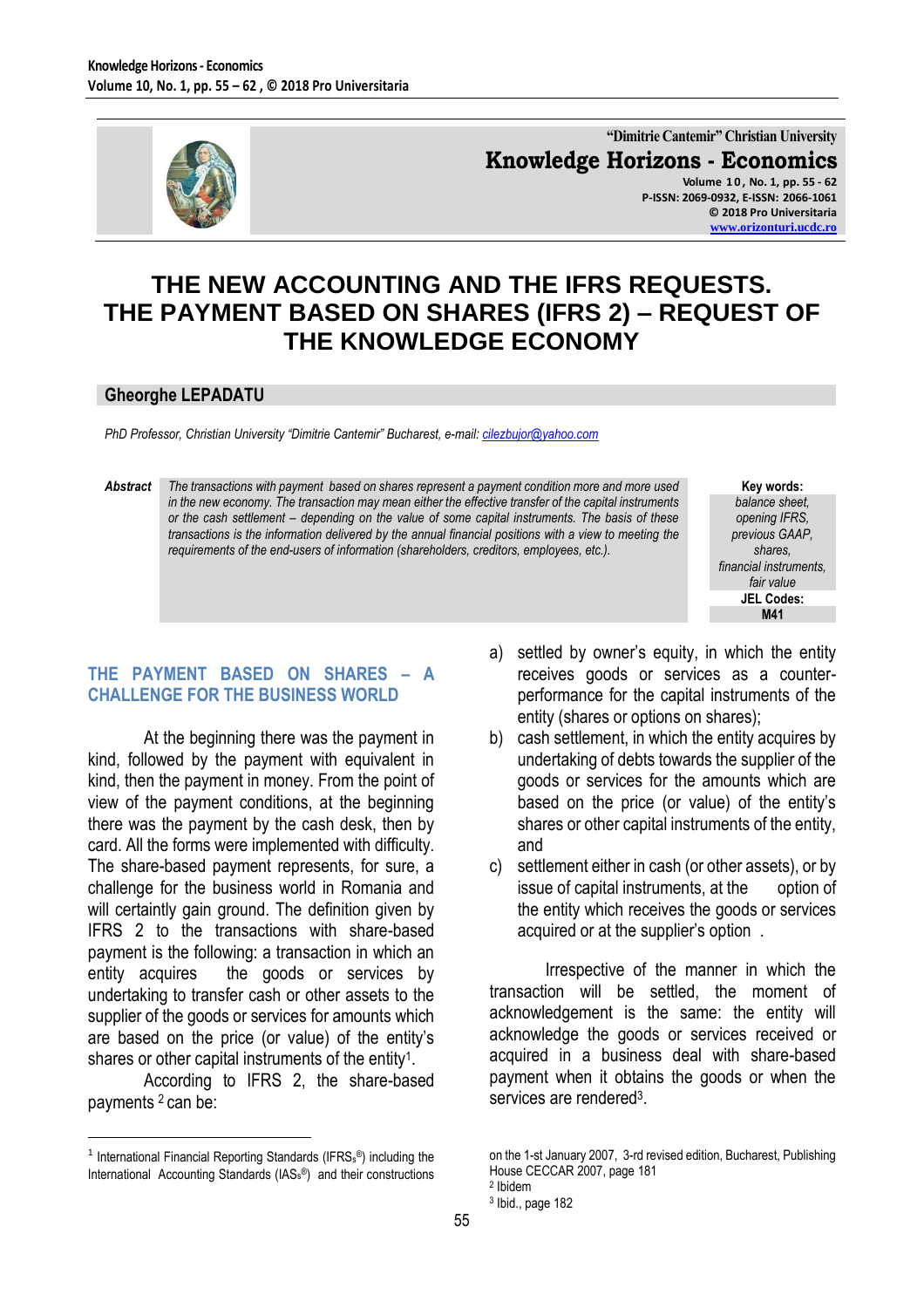# THE NEW ACCOUNTING AND THE IFRS REQUESTS. THE PAYMENT BASED ON SHARES (IFRS 2) – REQUEST OF THE KNOWLEDGE ECONOMY

**Gheorghe LEPADATU**

*PhD Professor, Christian University "Dimitrie Cantemir" Bucharest, e-mail: cilezbujor@yahoo.com*

**Abstract** *The transactions with payment based on shares represent a payment condition more and more used in the new economy. The transaction may mean either the effective transfer of the capital instruments or the cash settlement – depending on the value of some capital instruments. The basis of these transactions is the information delivered by the annual financial positions with a view to meeting the requirements of the end-users of information (shareholders, creditors, employees, etc.).*

**Key words:** *balance sheet, opening IFRS, previous GAAP, shares, financial instruments, fair value*

**JEL Codes:** M41

## THE PAYMENT BASED ON SHARES – A CHALLENGE FOR THE BUSINESS WORLD

At the beginning there was the payment in kind, followed by the payment with equivalent in kind, then the payment in money. From the point of view of the payment conditions, at the beginning there was the payment by the cash desk, then by card. All the forms were implemented with difficulty. The share-based payment represents, for sure, a challenge for the business world in Romania and will certainly gain ground. The definition given by IFRS 2 to the transactions with share-based payment is the following: a transaction in which an entity acquires the goods or services by undertaking to transfer cash or other assets to the supplier of the goods or services for amounts which are based on the price (or value) of the entity's shares or other capital instruments of the entity[1].

According to IFRS 2, the share-based payments [2] can be:

a) settled by owner's equity, in which the entity receives goods or services as a counter-performance for the capital instruments of the entity (shares or options on shares);
b) cash settlement, in which the entity acquires by undertaking of debts towards the supplier of the goods or services for the amounts which are based on the price (or value) of the entity's shares or other capital instruments of the entity, and
c) settlement either in cash (or other assets), or by issue of capital instruments, at the option of the entity which receives the goods or services acquired or at the supplier's option .

Irrespective of the manner in which the transaction will be settled, the moment of acknowledgement is the same: the entity will acknowledge the goods or services received or acquired in a business deal with share-based payment when it obtains the goods or when the services are rendered[3].

---

[1] International Financial Reporting Standards (IFRSs®) including the International Accounting Standards (IASs®) and their constructions on the 1-st January 2007, 3-rd revised edition, Bucharest, Publishing House CECCAR 2007, page 181

[2] Ibidem

[3] Ibid., page 182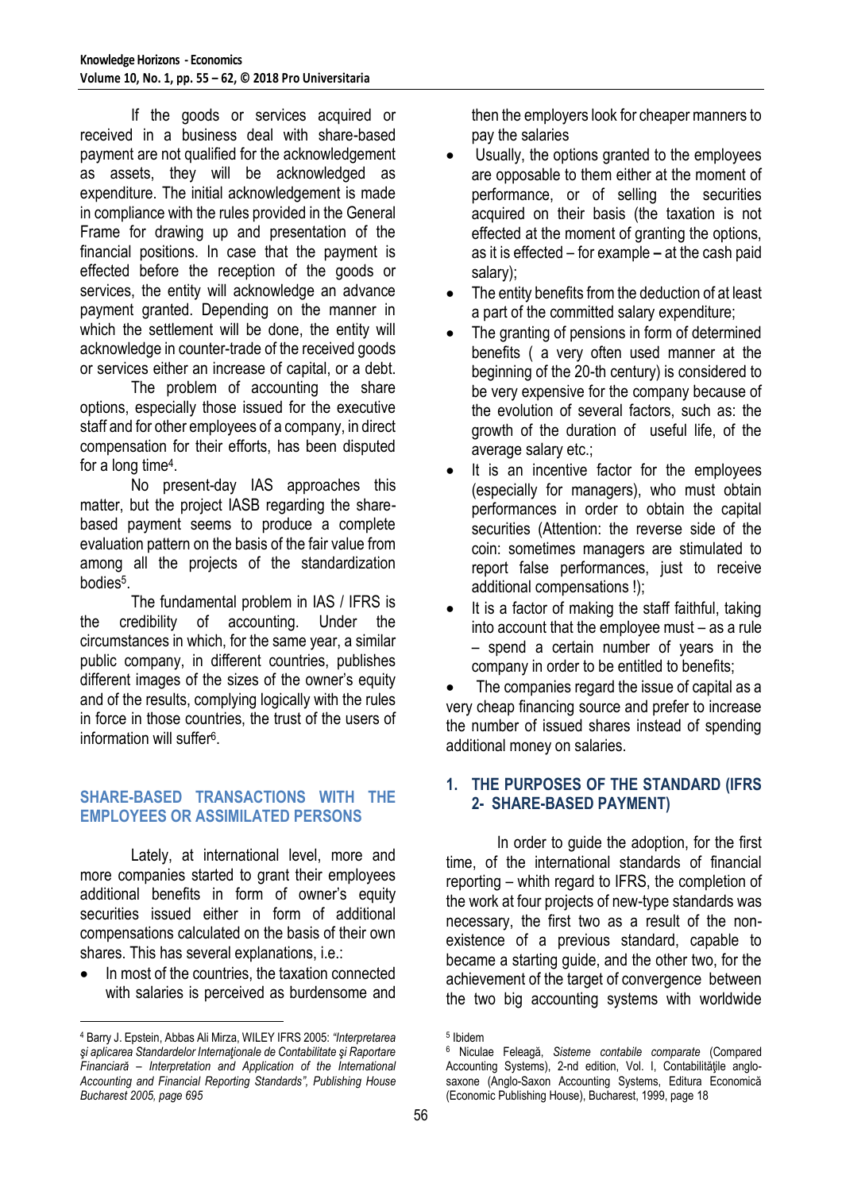If the goods or services acquired or received in a business deal with share-based payment are not qualified for the acknowledgement as assets, they will be acknowledged as expenditure. The initial acknowledgement is made in compliance with the rules provided in the General Frame for drawing up and presentation of the financial positions. In case that the payment is effected before the reception of the goods or services, the entity will acknowledge an advance payment granted. Depending on the manner in which the settlement will be done, the entity will acknowledge in counter-trade of the received goods or services either an increase of capital, or a debt.

The problem of accounting the share options, especially those issued for the executive staff and for other employees of a company, in direct compensation for their efforts, has been disputed for a long time[4].

No present-day IAS approaches this matter, but the project IASB regarding the share-based payment seems to produce a complete evaluation pattern on the basis of the fair value from among all the projects of the standardization bodies[5].

The fundamental problem in IAS / IFRS is the credibility of accounting. Under the circumstances in which, for the same year, a similar public company, in different countries, publishes different images of the sizes of the owner's equity and of the results, complying logically with the rules in force in those countries, the trust of the users of information will suffer[6].

## SHARE-BASED TRANSACTIONS WITH THE EMPLOYEES OR ASSIMILATED PERSONS

Lately, at international level, more and more companies started to grant their employees additional benefits in form of owner's equity securities issued either in form of additional compensations calculated on the basis of their own shares. This has several explanations, i.e.:

- In most of the countries, the taxation connected with salaries is perceived as burdensome and then the employers look for cheaper manners to pay the salaries
- Usually, the options granted to the employees are opposable to them either at the moment of performance, or of selling the securities acquired on their basis (the taxation is not effected at the moment of granting the options, as it is effected – for example **–** at the cash paid salary);
- The entity benefits from the deduction of at least a part of the committed salary expenditure;
- The granting of pensions in form of determined benefits ( a very often used manner at the beginning of the 20-th century) is considered to be very expensive for the company because of the evolution of several factors, such as: the growth of the duration of useful life, of the average salary etc.;
- It is an incentive factor for the employees (especially for managers), who must obtain performances in order to obtain the capital securities (Attention: the reverse side of the coin: sometimes managers are stimulated to report false performances, just to receive additional compensations !);
- It is a factor of making the staff faithful, taking into account that the employee must – as a rule – spend a certain number of years in the company in order to be entitled to benefits;
- The companies regard the issue of capital as a very cheap financing source and prefer to increase the number of issued shares instead of spending additional money on salaries.

## 1. THE PURPOSES OF THE STANDARD (IFRS 2- SHARE-BASED PAYMENT)

In order to guide the adoption, for the first time, of the international standards of financial reporting – whith regard to IFRS, the completion of the work at four projects of new-type standards was necessary, the first two as a result of the non-existence of a previous standard, capable to became a starting guide, and the other two, for the achievement of the target of convergence between the two big accounting systems with worldwide

---

[4] Barry J. Epstein, Abbas Ali Mirza, WILEY IFRS 2005: *"Interpretarea şi aplicarea Standardelor Internaţionale de Contabilitate şi Raportare Financiară – Interpretation and Application of the International Accounting and Financial Reporting Standards", Publishing House Bucharest 2005, page 695*

[5] Ibidem

[6] Niculae Feleagă, *Sisteme contabile comparate* (Compared Accounting Systems), 2-nd edition, Vol. I, Contabilităţile anglo-saxone (Anglo-Saxon Accounting Systems, Editura Economică (Economic Publishing House), Bucharest, 1999, page 18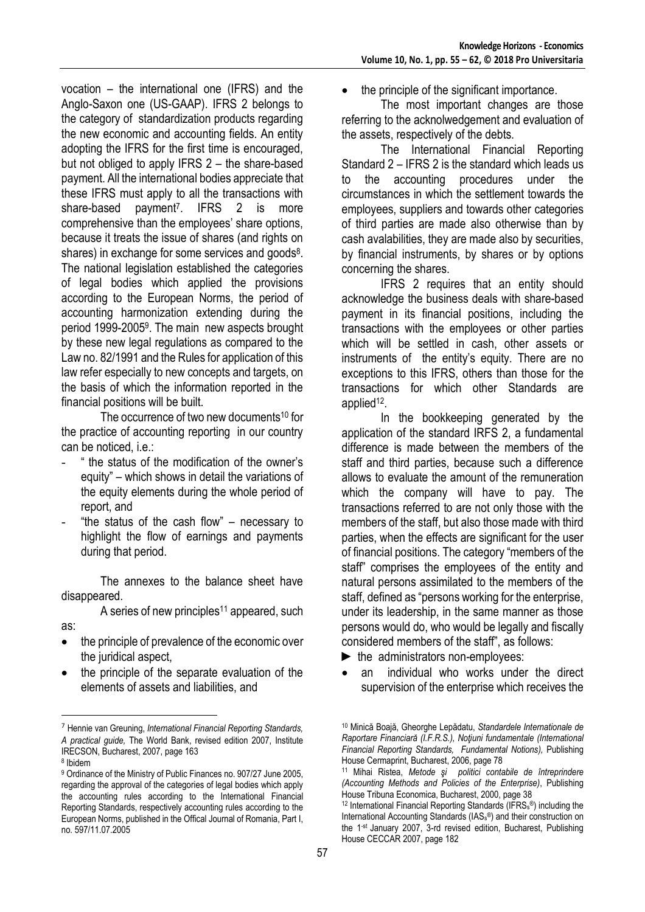vocation – the international one (IFRS) and the Anglo-Saxon one (US-GAAP). IFRS 2 belongs to the category of standardization products regarding the new economic and accounting fields. An entity adopting the IFRS for the first time is encouraged, but not obliged to apply IFRS 2 – the share-based payment. All the international bodies appreciate that these IFRS must apply to all the transactions with share-based payment[7]. IFRS 2 is more comprehensive than the employees' share options, because it treats the issue of shares (and rights on shares) in exchange for some services and goods[8]. The national legislation established the categories of legal bodies which applied the provisions according to the European Norms, the period of accounting harmonization extending during the period 1999-2005[9]. The main new aspects brought by these new legal regulations as compared to the Law no. 82/1991 and the Rules for application of this law refer especially to new concepts and targets, on the basis of which the information reported in the financial positions will be built.

The occurrence of two new documents[10] for the practice of accounting reporting in our country can be noticed, i.e.:

- " the status of the modification of the owner's equity" – which shows in detail the variations of the equity elements during the whole period of report, and
- "the status of the cash flow" – necessary to highlight the flow of earnings and payments during that period.

The annexes to the balance sheet have disappeared.

A series of new principles[11] appeared, such as:

- the principle of prevalence of the economic over the juridical aspect,
- the principle of the separate evaluation of the elements of assets and liabilities, and
- the principle of the significant importance.

The most important changes are those referring to the acknolwedgement and evaluation of the assets, respectively of the debts.

The International Financial Reporting Standard 2 – IFRS 2 is the standard which leads us to the accounting procedures under the circumstances in which the settlement towards the employees, suppliers and towards other categories of third parties are made also otherwise than by cash avalabilities, they are made also by securities, by financial instruments, by shares or by options concerning the shares.

IFRS 2 requires that an entity should acknowledge the business deals with share-based payment in its financial positions, including the transactions with the employees or other parties which will be settled in cash, other assets or instruments of the entity's equity. There are no exceptions to this IFRS, others than those for the transactions for which other Standards are applied[12].

In the bookkeeping generated by the application of the standard IRFS 2, a fundamental difference is made between the members of the staff and third parties, because such a difference allows to evaluate the amount of the remuneration which the company will have to pay. The transactions referred to are not only those with the members of the staff, but also those made with third parties, when the effects are significant for the user of financial positions. The category "members of the staff" comprises the employees of the entity and natural persons assimilated to the members of the staff, defined as "persons working for the enterprise, under its leadership, in the same manner as those persons would do, who would be legally and fiscally considered members of the staff", as follows:

► the administrators non-employees:

- an individual who works under the direct supervision of the enterprise which receives the

---

[7] Hennie van Greuning, *International Financial Reporting Standards, A practical guide,* The World Bank, revised edition 2007, Institute IRECSON, Bucharest, 2007, page 163

[8] Ibidem

[9] Ordinance of the Ministry of Public Finances no. 907/27 June 2005, regarding the approval of the categories of legal bodies which apply the accounting rules according to the International Financial Reporting Standards, respectively accounting rules according to the European Norms, published in the Offical Journal of Romania, Part I, no. 597/11.07.2005

[10] Minică Boajă, Gheorghe Lepădatu, *Standardele Internationale de Raportare Financiară (I.F.R.S.), Noţiuni fundamentale (International Financial Reporting Standards, Fundamental Notions)*, Publishing House Cermaprint, Bucharest, 2006, page 78

[11] Mihai Ristea, *Metode şi politici contabile de întreprindere (Accounting Methods and Policies of the Enterprise)*, Publishing House Tribuna Economica, Bucharest, 2000, page 38

[12] International Financial Reporting Standards (IFRSs®) including the International Accounting Standards (IASs®) and their construction on the 1-st January 2007, 3-rd revised edition, Bucharest, Publishing House CECCAR 2007, page 182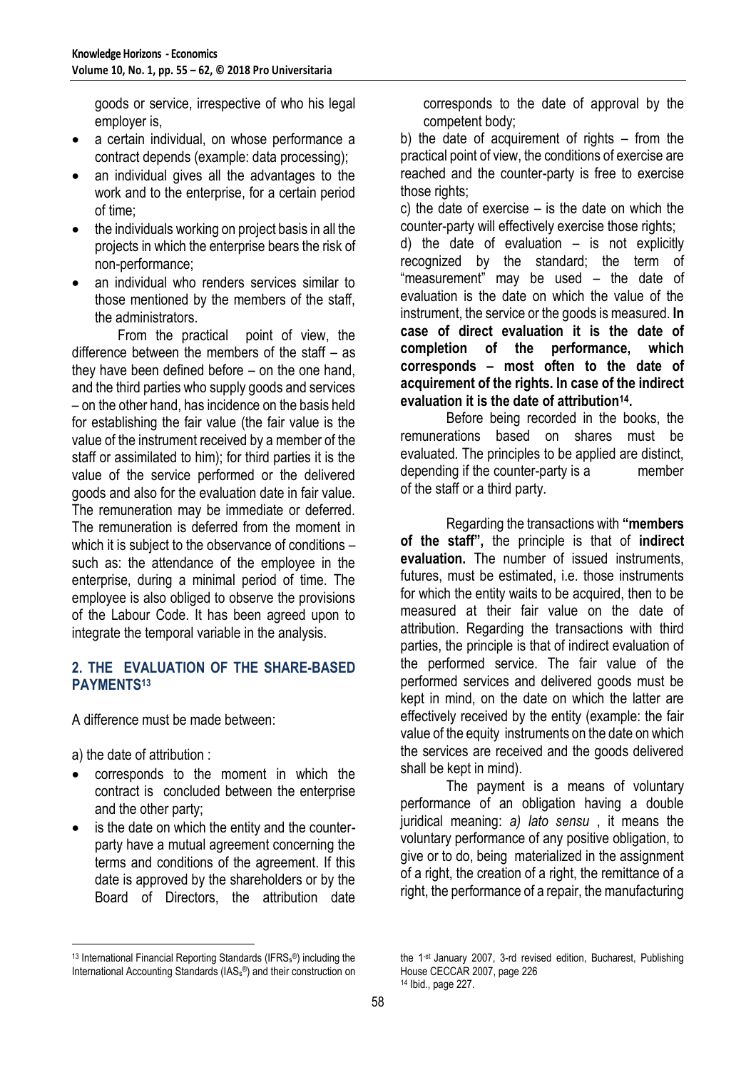goods or service, irrespective of who his legal employer is,

- a certain individual, on whose performance a contract depends (example: data processing);
- an individual gives all the advantages to the work and to the enterprise, for a certain period of time;
- the individuals working on project basis in all the projects in which the enterprise bears the risk of non-performance;
- an individual who renders services similar to those mentioned by the members of the staff, the administrators.

From the practical point of view, the difference between the members of the staff – as they have been defined before – on the one hand, and the third parties who supply goods and services – on the other hand, has incidence on the basis held for establishing the fair value (the fair value is the value of the instrument received by a member of the staff or assimilated to him); for third parties it is the value of the service performed or the delivered goods and also for the evaluation date in fair value. The remuneration may be immediate or deferred. The remuneration is deferred from the moment in which it is subject to the observance of conditions – such as: the attendance of the employee in the enterprise, during a minimal period of time. The employee is also obliged to observe the provisions of the Labour Code. It has been agreed upon to integrate the temporal variable in the analysis.

## 2. THE EVALUATION OF THE SHARE-BASED PAYMENTS[13]

A difference must be made between:

a) the date of attribution :

- corresponds to the moment in which the contract is concluded between the enterprise and the other party;
- is the date on which the entity and the counter-party have a mutual agreement concerning the terms and conditions of the agreement. If this date is approved by the shareholders or by the Board of Directors, the attribution date corresponds to the date of approval by the competent body;

b) the date of acquirement of rights – from the practical point of view, the conditions of exercise are reached and the counter-party is free to exercise those rights;

c) the date of exercise – is the date on which the counter-party will effectively exercise those rights;

d) the date of evaluation – is not explicitly recognized by the standard; the term of "measurement" may be used – the date of evaluation is the date on which the value of the instrument, the service or the goods is measured. **In case of direct evaluation it is the date of completion of the performance, which corresponds – most often to the date of acquirement of the rights. In case of the indirect evaluation it is the date of attribution[14].**

Before being recorded in the books, the remunerations based on shares must be evaluated. The principles to be applied are distinct, depending if the counter-party is a member of the staff or a third party.

Regarding the transactions with **"members of the staff",** the principle is that of **indirect evaluation.** The number of issued instruments, futures, must be estimated, i.e. those instruments for which the entity waits to be acquired, then to be measured at their fair value on the date of attribution. Regarding the transactions with third parties, the principle is that of indirect evaluation of the performed service. The fair value of the performed services and delivered goods must be kept in mind, on the date on which the latter are effectively received by the entity (example: the fair value of the equity instruments on the date on which the services are received and the goods delivered shall be kept in mind).

The payment is a means of voluntary performance of an obligation having a double juridical meaning: *a) lato sensu* , it means the voluntary performance of any positive obligation, to give or to do, being materialized in the assignment of a right, the creation of a right, the remittance of a right, the performance of a repair, the manufacturing

---

[13] International Financial Reporting Standards (IFRSs®) including the International Accounting Standards (IASs®) and their construction on the 1-st January 2007, 3-rd revised edition, Bucharest, Publishing House CECCAR 2007, page 226

[14] Ibid., page 227.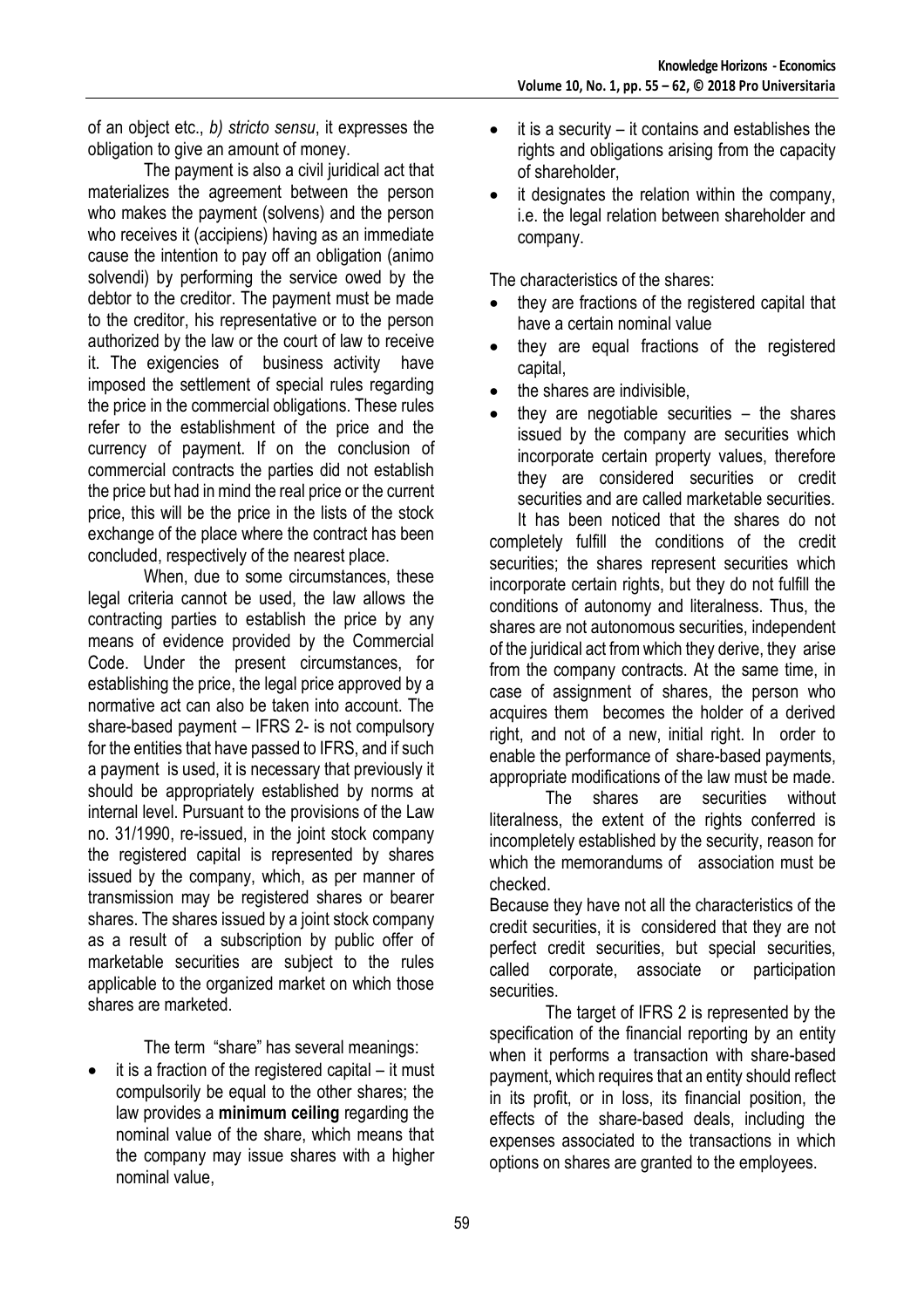of an object etc., *b) stricto sensu*, it expresses the obligation to give an amount of money.

The payment is also a civil juridical act that materializes the agreement between the person who makes the payment (solvens) and the person who receives it (accipiens) having as an immediate cause the intention to pay off an obligation (animo solvendi) by performing the service owed by the debtor to the creditor. The payment must be made to the creditor, his representative or to the person authorized by the law or the court of law to receive it. The exigencies of business activity have imposed the settlement of special rules regarding the price in the commercial obligations. These rules refer to the establishment of the price and the currency of payment. If on the conclusion of commercial contracts the parties did not establish the price but had in mind the real price or the current price, this will be the price in the lists of the stock exchange of the place where the contract has been concluded, respectively of the nearest place.

When, due to some circumstances, these legal criteria cannot be used, the law allows the contracting parties to establish the price by any means of evidence provided by the Commercial Code. Under the present circumstances, for establishing the price, the legal price approved by a normative act can also be taken into account. The share-based payment – IFRS 2- is not compulsory for the entities that have passed to IFRS, and if such a payment is used, it is necessary that previously it should be appropriately established by norms at internal level. Pursuant to the provisions of the Law no. 31/1990, re-issued, in the joint stock company the registered capital is represented by shares issued by the company, which, as per manner of transmission may be registered shares or bearer shares. The shares issued by a joint stock company as a result of a subscription by public offer of marketable securities are subject to the rules applicable to the organized market on which those shares are marketed.

The term "share" has several meanings:

- it is a fraction of the registered capital – it must compulsorily be equal to the other shares; the law provides a **minimum ceiling** regarding the nominal value of the share, which means that the company may issue shares with a higher nominal value,
- it is a security – it contains and establishes the rights and obligations arising from the capacity of shareholder,
- it designates the relation within the company, i.e. the legal relation between shareholder and company.

The characteristics of the shares:

- they are fractions of the registered capital that have a certain nominal value
- they are equal fractions of the registered capital,
- the shares are indivisible,
- they are negotiable securities – the shares issued by the company are securities which incorporate certain property values, therefore they are considered securities or credit securities and are called marketable securities.

It has been noticed that the shares do not completely fulfill the conditions of the credit securities; the shares represent securities which incorporate certain rights, but they do not fulfill the conditions of autonomy and literalness. Thus, the shares are not autonomous securities, independent of the juridical act from which they derive, they arise from the company contracts. At the same time, in case of assignment of shares, the person who acquires them becomes the holder of a derived right, and not of a new, initial right. In order to enable the performance of share-based payments, appropriate modifications of the law must be made.

The shares are securities without literalness, the extent of the rights conferred is incompletely established by the security, reason for which the memorandums of association must be checked.

Because they have not all the characteristics of the credit securities, it is considered that they are not perfect credit securities, but special securities, called corporate, associate or participation securities.

The target of IFRS 2 is represented by the specification of the financial reporting by an entity when it performs a transaction with share-based payment, which requires that an entity should reflect in its profit, or in loss, its financial position, the effects of the share-based deals, including the expenses associated to the transactions in which options on shares are granted to the employees.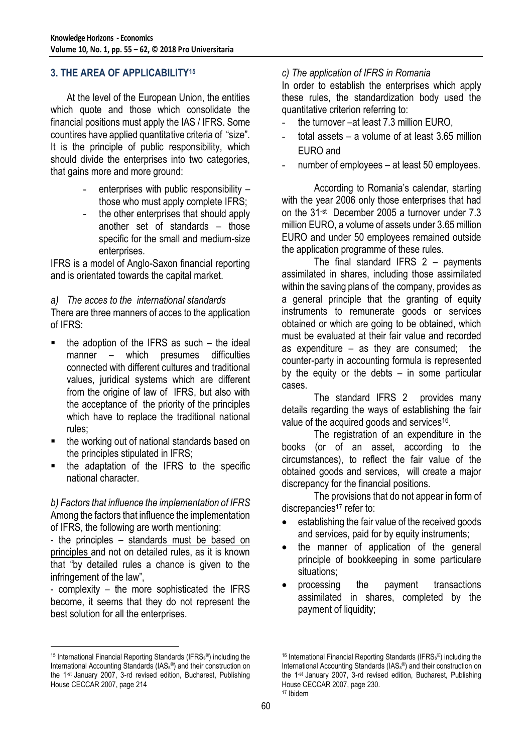## 3. THE AREA OF APPLICABILITY[15]

At the level of the European Union, the entities which quote and those which consolidate the financial positions must apply the IAS / IFRS. Some countires have applied quantitative criteria of "size". It is the principle of public responsibility, which should divide the enterprises into two categories, that gains more and more ground:

- enterprises with public responsibility – those who must apply complete IFRS;
- the other enterprises that should apply another set of standards – those specific for the small and medium-size enterprises.

IFRS is a model of Anglo-Saxon financial reporting and is orientated towards the capital market.

*a) The acces to the international standards*

There are three manners of acces to the application of IFRS:

- the adoption of the IFRS as such – the ideal manner – which presumes difficulties connected with different cultures and traditional values, juridical systems which are different from the origine of law of IFRS, but also with the acceptance of the priority of the principles which have to replace the traditional national rules;
- the working out of national standards based on the principles stipulated in IFRS;
- the adaptation of the IFRS to the specific national character.

*b) Factors that influence the implementation of IFRS*

Among the factors that influence the implementation of IFRS, the following are worth mentioning:

- the principles – standards must be based on principles and not on detailed rules, as it is known that "by detailed rules a chance is given to the infringement of the law",
- complexity – the more sophisticated the IFRS become, it seems that they do not represent the best solution for all the enterprises.

*c) The application of IFRS in Romania*

In order to establish the enterprises which apply these rules, the standardization body used the quantitative criterion referring to:

- the turnover –at least 7.3 million EURO,
- total assets – a volume of at least 3.65 million EURO and
- number of employees – at least 50 employees.

According to Romania's calendar, starting with the year 2006 only those enterprises that had on the 31-st December 2005 a turnover under 7.3 million EURO, a volume of assets under 3.65 million EURO and under 50 employees remained outside the application programme of these rules.

The final standard IFRS 2 – payments assimilated in shares, including those assimilated within the saving plans of the company, provides as a general principle that the granting of equity instruments to remunerate goods or services obtained or which are going to be obtained, which must be evaluated at their fair value and recorded as expenditure – as they are consumed; the counter-party in accounting formula is represented by the equity or the debts – in some particular cases.

The standard IFRS 2 provides many details regarding the ways of establishing the fair value of the acquired goods and services[16].

The registration of an expenditure in the books (or of an asset, according to the circumstances), to reflect the fair value of the obtained goods and services, will create a major discrepancy for the financial positions.

The provisions that do not appear in form of discrepancies[17] refer to:

- establishing the fair value of the received goods and services, paid for by equity instruments;
- the manner of application of the general principle of bookkeeping in some particulare situations;
- processing the payment transactions assimilated in shares, completed by the payment of liquidity;

---

[15] International Financial Reporting Standards (IFRSs®) including the International Accounting Standards (IASs®) and their construction on the 1-st January 2007, 3-rd revised edition, Bucharest, Publishing House CECCAR 2007, page 214

[16] International Financial Reporting Standards (IFRSs®) including the International Accounting Standards (IASs®) and their construction on the 1-st January 2007, 3-rd revised edition, Bucharest, Publishing House CECCAR 2007, page 230.

[17] Ibidem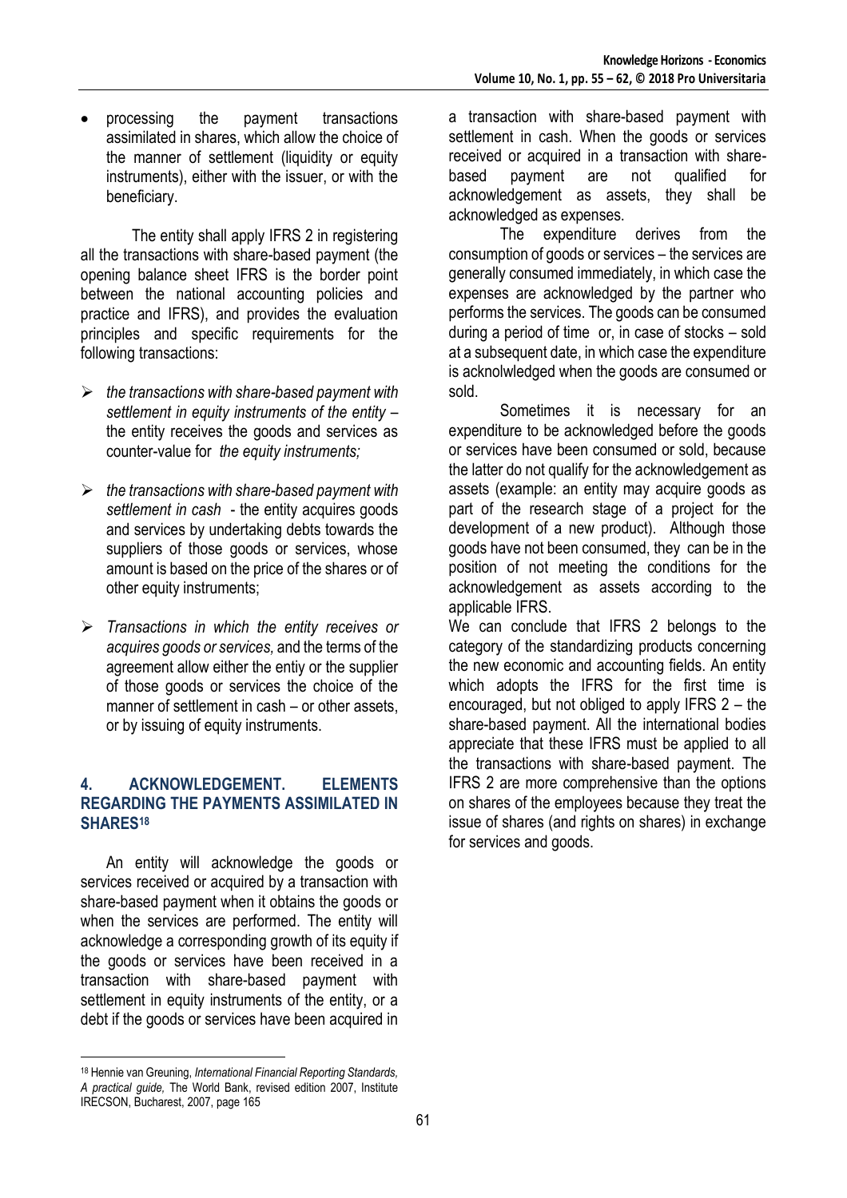- processing the payment transactions assimilated in shares, which allow the choice of the manner of settlement (liquidity or equity instruments), either with the issuer, or with the beneficiary.

The entity shall apply IFRS 2 in registering all the transactions with share-based payment (the opening balance sheet IFRS is the border point between the national accounting policies and practice and IFRS), and provides the evaluation principles and specific requirements for the following transactions:

- *the transactions with share-based payment with settlement in equity instruments of the entity* – the entity receives the goods and services as counter-value for *the equity instruments;*
- *the transactions with share-based payment with settlement in cash* - the entity acquires goods and services by undertaking debts towards the suppliers of those goods or services, whose amount is based on the price of the shares or of other equity instruments;
- *Transactions in which the entity receives or acquires goods or services,* and the terms of the agreement allow either the entiy or the supplier of those goods or services the choice of the manner of settlement in cash – or other assets, or by issuing of equity instruments.

## 4. ACKNOWLEDGEMENT. ELEMENTS REGARDING THE PAYMENTS ASSIMILATED IN SHARES[18]

An entity will acknowledge the goods or services received or acquired by a transaction with share-based payment when it obtains the goods or when the services are performed. The entity will acknowledge a corresponding growth of its equity if the goods or services have been received in a transaction with share-based payment with settlement in equity instruments of the entity, or a debt if the goods or services have been acquired in a transaction with share-based payment with settlement in cash. When the goods or services received or acquired in a transaction with share-based payment are not qualified for acknowledgement as assets, they shall be acknowledged as expenses.

The expenditure derives from the consumption of goods or services – the services are generally consumed immediately, in which case the expenses are acknowledged by the partner who performs the services. The goods can be consumed during a period of time or, in case of stocks – sold at a subsequent date, in which case the expenditure is acknolwledged when the goods are consumed or sold.

Sometimes it is necessary for an expenditure to be acknowledged before the goods or services have been consumed or sold, because the latter do not qualify for the acknowledgement as assets (example: an entity may acquire goods as part of the research stage of a project for the development of a new product). Although those goods have not been consumed, they can be in the position of not meeting the conditions for the acknowledgement as assets according to the applicable IFRS.

We can conclude that IFRS 2 belongs to the category of the standardizing products concerning the new economic and accounting fields. An entity which adopts the IFRS for the first time is encouraged, but not obliged to apply IFRS 2 – the share-based payment. All the international bodies appreciate that these IFRS must be applied to all the transactions with share-based payment. The IFRS 2 are more comprehensive than the options on shares of the employees because they treat the issue of shares (and rights on shares) in exchange for services and goods.

---

[18] Hennie van Greuning, *International Financial Reporting Standards, A practical guide,* The World Bank, revised edition 2007, Institute IRECSON, Bucharest, 2007, page 165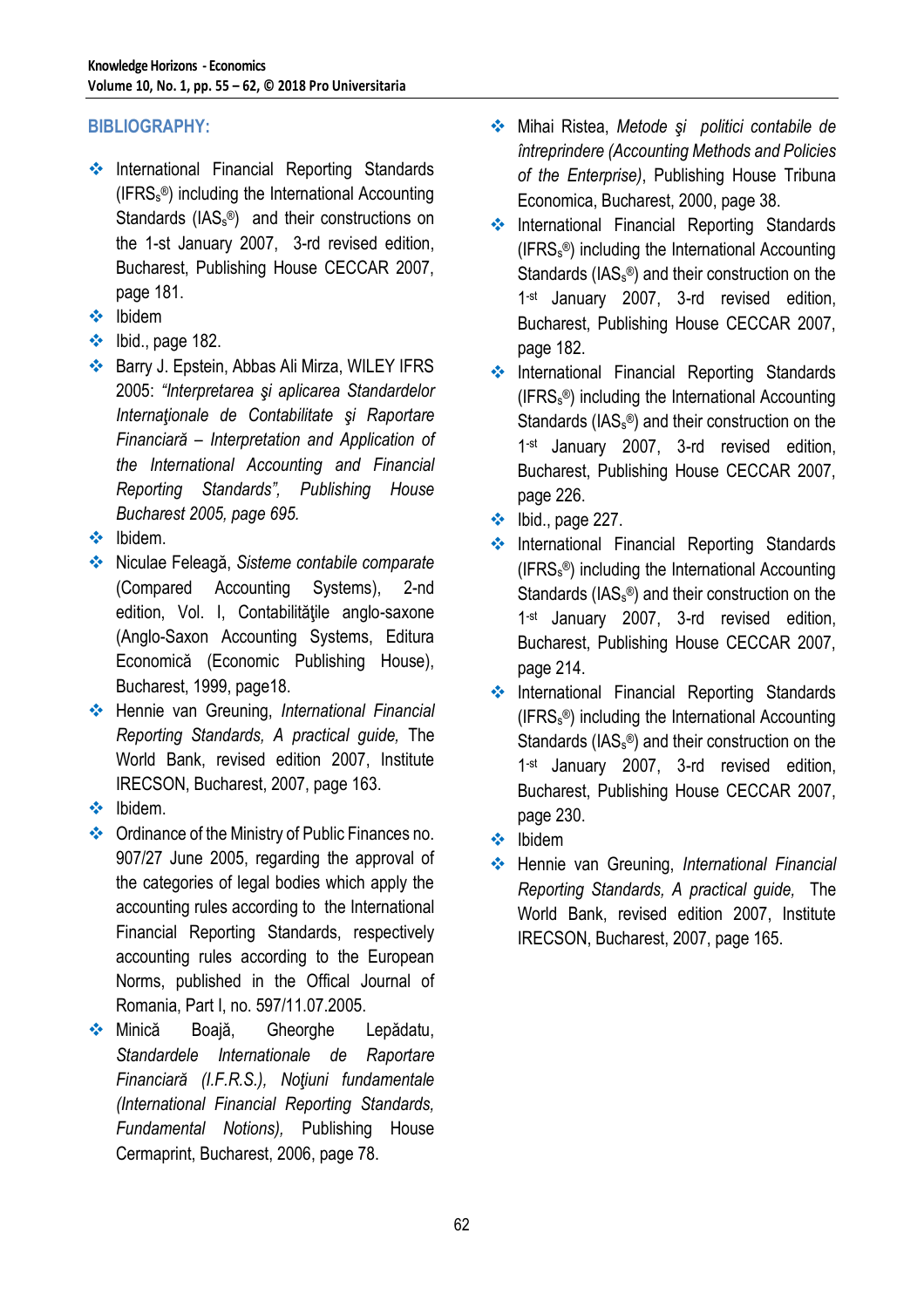## BIBLIOGRAPHY:

- International Financial Reporting Standards (IFRS$_s$®) including the International Accounting Standards (IAS$_s$®) and their constructions on the 1-st January 2007, 3-rd revised edition, Bucharest, Publishing House CECCAR 2007, page 181.
- Ibidem
- Ibid., page 182.
- Barry J. Epstein, Abbas Ali Mirza, WILEY IFRS 2005: *"Interpretarea şi aplicarea Standardelor Internaţionale de Contabilitate şi Raportare Financiară – Interpretation and Application of the International Accounting and Financial Reporting Standards", Publishing House Bucharest 2005, page 695.*
- Ibidem.
- Niculae Feleagă, *Sisteme contabile comparate* (Compared Accounting Systems), 2-nd edition, Vol. I, Contabilităţile anglo-saxone (Anglo-Saxon Accounting Systems, Editura Economică (Economic Publishing House), Bucharest, 1999, page18.
- Hennie van Greuning, *International Financial Reporting Standards, A practical guide,* The World Bank, revised edition 2007, Institute IRECSON, Bucharest, 2007, page 163.
- Ibidem.
- Ordinance of the Ministry of Public Finances no. 907/27 June 2005, regarding the approval of the categories of legal bodies which apply the accounting rules according to the International Financial Reporting Standards, respectively accounting rules according to the European Norms, published in the Offical Journal of Romania, Part I, no. 597/11.07.2005.
- Minică Boajă, Gheorghe Lepădatu, *Standardele Internationale de Raportare Financiară (I.F.R.S.), Noţiuni fundamentale (International Financial Reporting Standards, Fundamental Notions),* Publishing House Cermaprint, Bucharest, 2006, page 78.
- Mihai Ristea, *Metode şi politici contabile de întreprindere (Accounting Methods and Policies of the Enterprise)*, Publishing House Tribuna Economica, Bucharest, 2000, page 38.
- International Financial Reporting Standards (IFRS$_s$®) including the International Accounting Standards (IAS$_s$®) and their construction on the 1-st January 2007, 3-rd revised edition, Bucharest, Publishing House CECCAR 2007, page 182.
- International Financial Reporting Standards (IFRS$_s$®) including the International Accounting Standards (IAS$_s$®) and their construction on the 1-st January 2007, 3-rd revised edition, Bucharest, Publishing House CECCAR 2007, page 226.
- Ibid., page 227.
- International Financial Reporting Standards (IFRS$_s$®) including the International Accounting Standards (IAS$_s$®) and their construction on the 1-st January 2007, 3-rd revised edition, Bucharest, Publishing House CECCAR 2007, page 214.
- International Financial Reporting Standards (IFRS$_s$®) including the International Accounting Standards (IAS$_s$®) and their construction on the 1-st January 2007, 3-rd revised edition, Bucharest, Publishing House CECCAR 2007, page 230.
- Ibidem
- Hennie van Greuning, *International Financial Reporting Standards, A practical guide,* The World Bank, revised edition 2007, Institute IRECSON, Bucharest, 2007, page 165.